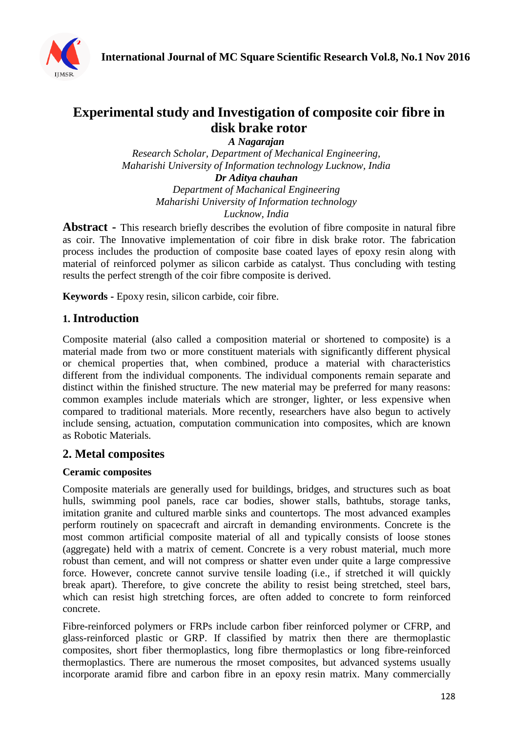# Experimental study and Investigation of composite coir fibre in disk brake rotor

***A Nagarajan***

*Research Scholar, Department of Mechanical Engineering,*
*Maharishi University of Information technology Lucknow, India*

***Dr Aditya chauhan***

*Department of Machanical Engineering*
*Maharishi University of Information technology*
*Lucknow, India*

**Abstract -** This research briefly describes the evolution of fibre composite in natural fibre as coir. The Innovative implementation of coir fibre in disk brake rotor. The fabrication process includes the production of composite base coated layes of epoxy resin along with material of reinforced polymer as silicon carbide as catalyst. Thus concluding with testing results the perfect strength of the coir fibre composite is derived.

**Keywords -** Epoxy resin, silicon carbide, coir fibre.

## 1. Introduction

Composite material (also called a composition material or shortened to composite) is a material made from two or more constituent materials with significantly different physical or chemical properties that, when combined, produce a material with characteristics different from the individual components. The individual components remain separate and distinct within the finished structure. The new material may be preferred for many reasons: common examples include materials which are stronger, lighter, or less expensive when compared to traditional materials. More recently, researchers have also begun to actively include sensing, actuation, computation communication into composites, which are known as Robotic Materials.

## 2. Metal composites

### Ceramic composites

Composite materials are generally used for buildings, bridges, and structures such as boat hulls, swimming pool panels, race car bodies, shower stalls, bathtubs, storage tanks, imitation granite and cultured marble sinks and countertops. The most advanced examples perform routinely on spacecraft and aircraft in demanding environments. Concrete is the most common artificial composite material of all and typically consists of loose stones (aggregate) held with a matrix of cement. Concrete is a very robust material, much more robust than cement, and will not compress or shatter even under quite a large compressive force. However, concrete cannot survive tensile loading (i.e., if stretched it will quickly break apart). Therefore, to give concrete the ability to resist being stretched, steel bars, which can resist high stretching forces, are often added to concrete to form reinforced concrete.

Fibre-reinforced polymers or FRPs include carbon fiber reinforced polymer or CFRP, and glass-reinforced plastic or GRP. If classified by matrix then there are thermoplastic composites, short fiber thermoplastics, long fibre thermoplastics or long fibre-reinforced thermoplastics. There are numerous the rmoset composites, but advanced systems usually incorporate aramid fibre and carbon fibre in an epoxy resin matrix. Many commercially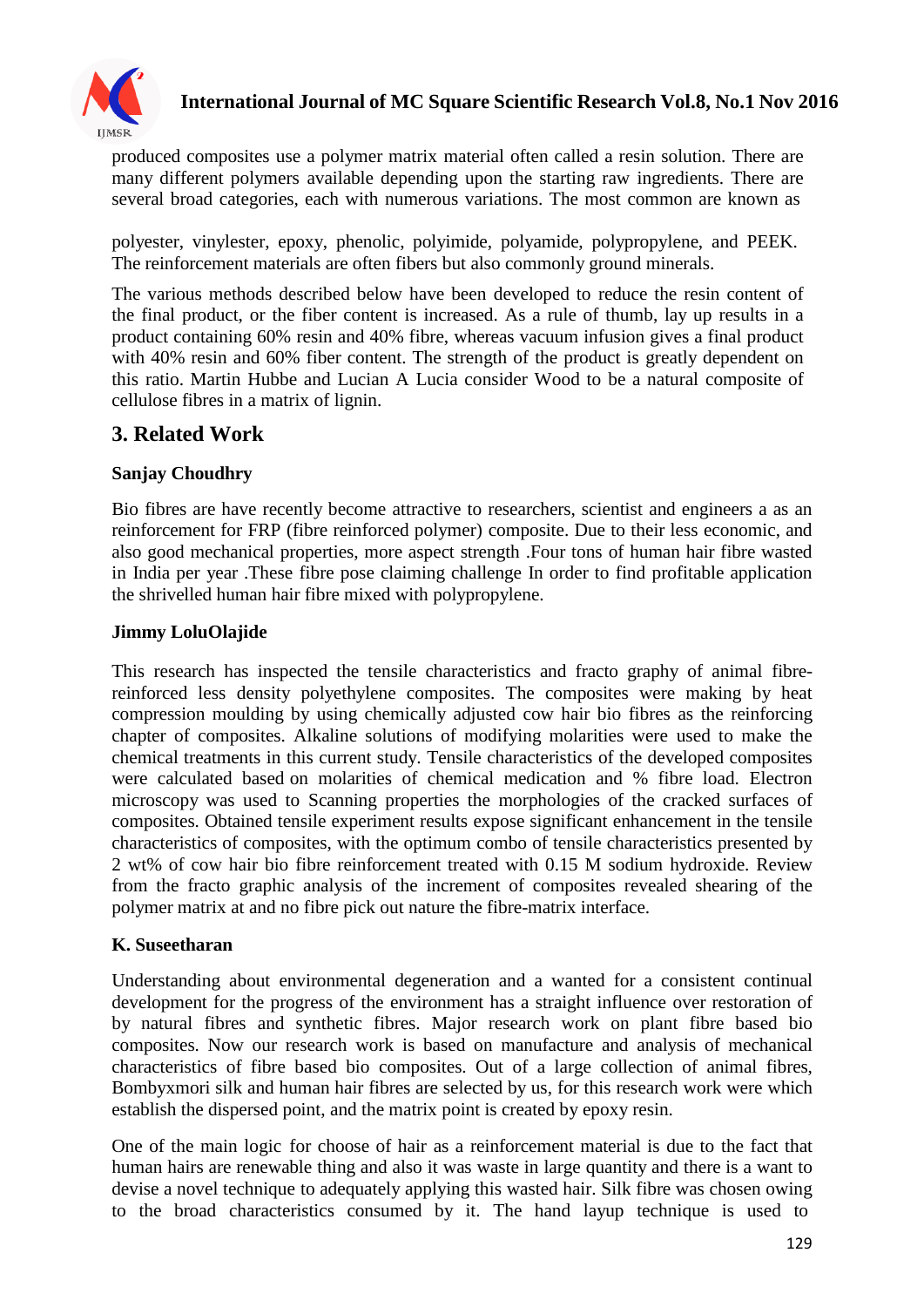produced composites use a polymer matrix material often called a resin solution. There are many different polymers available depending upon the starting raw ingredients. There are several broad categories, each with numerous variations. The most common are known as

polyester, vinylester, epoxy, phenolic, polyimide, polyamide, polypropylene, and PEEK. The reinforcement materials are often fibers but also commonly ground minerals.

The various methods described below have been developed to reduce the resin content of the final product, or the fiber content is increased. As a rule of thumb, lay up results in a product containing 60% resin and 40% fibre, whereas vacuum infusion gives a final product with 40% resin and 60% fiber content. The strength of the product is greatly dependent on this ratio. Martin Hubbe and Lucian A Lucia consider Wood to be a natural composite of cellulose fibres in a matrix of lignin.

## 3. Related Work

**Sanjay Choudhry**

Bio fibres are have recently become attractive to researchers, scientist and engineers a as an reinforcement for FRP (fibre reinforced polymer) composite. Due to their less economic, and also good mechanical properties, more aspect strength .Four tons of human hair fibre wasted in India per year .These fibre pose claiming challenge In order to find profitable application the shrivelled human hair fibre mixed with polypropylene.

**Jimmy LoluOlajide**

This research has inspected the tensile characteristics and fracto graphy of animal fibre-reinforced less density polyethylene composites. The composites were making by heat compression moulding by using chemically adjusted cow hair bio fibres as the reinforcing chapter of composites. Alkaline solutions of modifying molarities were used to make the chemical treatments in this current study. Tensile characteristics of the developed composites were calculated based on molarities of chemical medication and % fibre load. Electron microscopy was used to Scanning properties the morphologies of the cracked surfaces of composites. Obtained tensile experiment results expose significant enhancement in the tensile characteristics of composites, with the optimum combo of tensile characteristics presented by 2 wt% of cow hair bio fibre reinforcement treated with 0.15 M sodium hydroxide. Review from the fracto graphic analysis of the increment of composites revealed shearing of the polymer matrix at and no fibre pick out nature the fibre-matrix interface.

**K. Suseetharan**

Understanding about environmental degeneration and a wanted for a consistent continual development for the progress of the environment has a straight influence over restoration of by natural fibres and synthetic fibres. Major research work on plant fibre based bio composites. Now our research work is based on manufacture and analysis of mechanical characteristics of fibre based bio composites. Out of a large collection of animal fibres, Bombyxmori silk and human hair fibres are selected by us, for this research work were which establish the dispersed point, and the matrix point is created by epoxy resin.

One of the main logic for choose of hair as a reinforcement material is due to the fact that human hairs are renewable thing and also it was waste in large quantity and there is a want to devise a novel technique to adequately applying this wasted hair. Silk fibre was chosen owing to the broad characteristics consumed by it. The hand layup technique is used to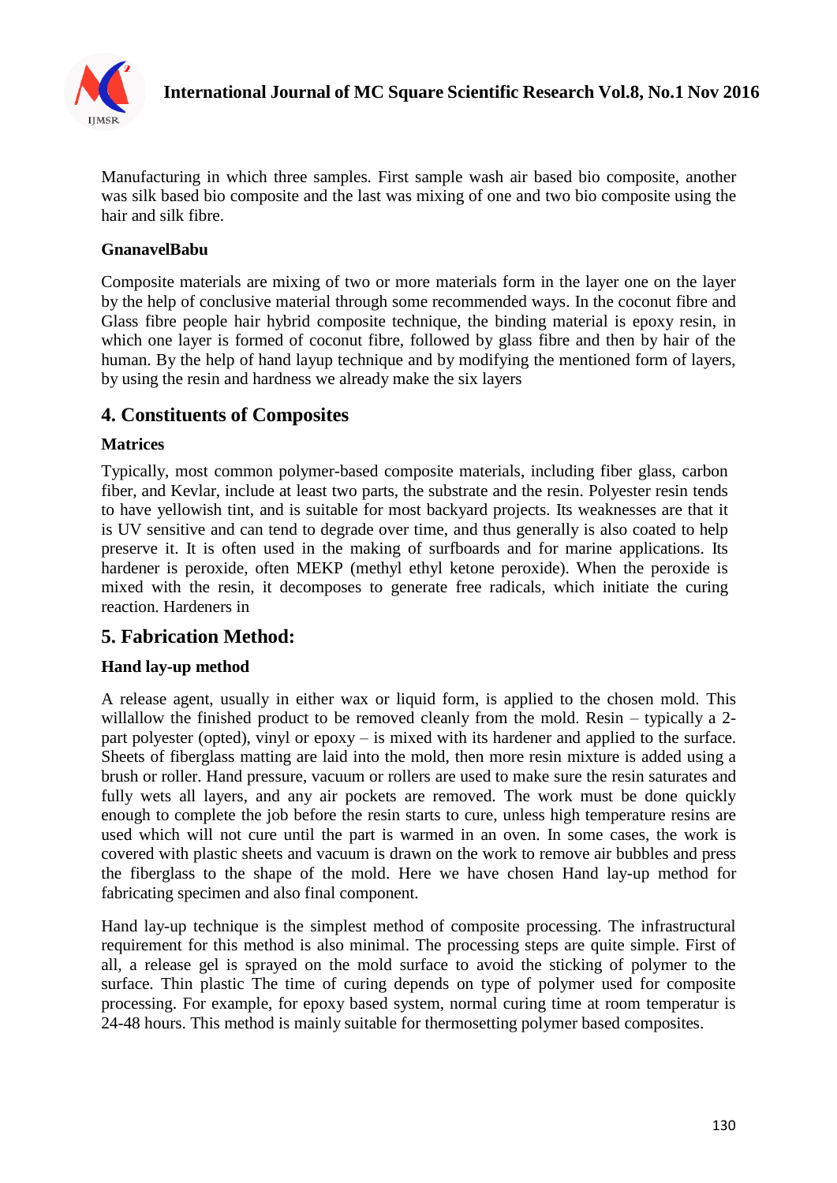Manufacturing in which three samples. First sample wash air based bio composite, another was silk based bio composite and the last was mixing of one and two bio composite using the hair and silk fibre.

**GnanavelBabu**

Composite materials are mixing of two or more materials form in the layer one on the layer by the help of conclusive material through some recommended ways. In the coconut fibre and Glass fibre people hair hybrid composite technique, the binding material is epoxy resin, in which one layer is formed of coconut fibre, followed by glass fibre and then by hair of the human. By the help of hand layup technique and by modifying the mentioned form of layers, by using the resin and hardness we already make the six layers

## 4. Constituents of Composites

**Matrices**

Typically, most common polymer-based composite materials, including fiber glass, carbon fiber, and Kevlar, include at least two parts, the substrate and the resin. Polyester resin tends to have yellowish tint, and is suitable for most backyard projects. Its weaknesses are that it is UV sensitive and can tend to degrade over time, and thus generally is also coated to help preserve it. It is often used in the making of surfboards and for marine applications. Its hardener is peroxide, often MEKP (methyl ethyl ketone peroxide). When the peroxide is mixed with the resin, it decomposes to generate free radicals, which initiate the curing reaction. Hardeners in

## 5. Fabrication Method:

**Hand lay-up method**

A release agent, usually in either wax or liquid form, is applied to the chosen mold. This willallow the finished product to be removed cleanly from the mold. Resin – typically a 2-part polyester (opted), vinyl or epoxy – is mixed with its hardener and applied to the surface. Sheets of fiberglass matting are laid into the mold, then more resin mixture is added using a brush or roller. Hand pressure, vacuum or rollers are used to make sure the resin saturates and fully wets all layers, and any air pockets are removed. The work must be done quickly enough to complete the job before the resin starts to cure, unless high temperature resins are used which will not cure until the part is warmed in an oven. In some cases, the work is covered with plastic sheets and vacuum is drawn on the work to remove air bubbles and press the fiberglass to the shape of the mold. Here we have chosen Hand lay-up method for fabricating specimen and also final component.

Hand lay-up technique is the simplest method of composite processing. The infrastructural requirement for this method is also minimal. The processing steps are quite simple. First of all, a release gel is sprayed on the mold surface to avoid the sticking of polymer to the surface. Thin plastic The time of curing depends on type of polymer used for composite processing. For example, for epoxy based system, normal curing time at room temperatur is 24-48 hours. This method is mainly suitable for thermosetting polymer based composites.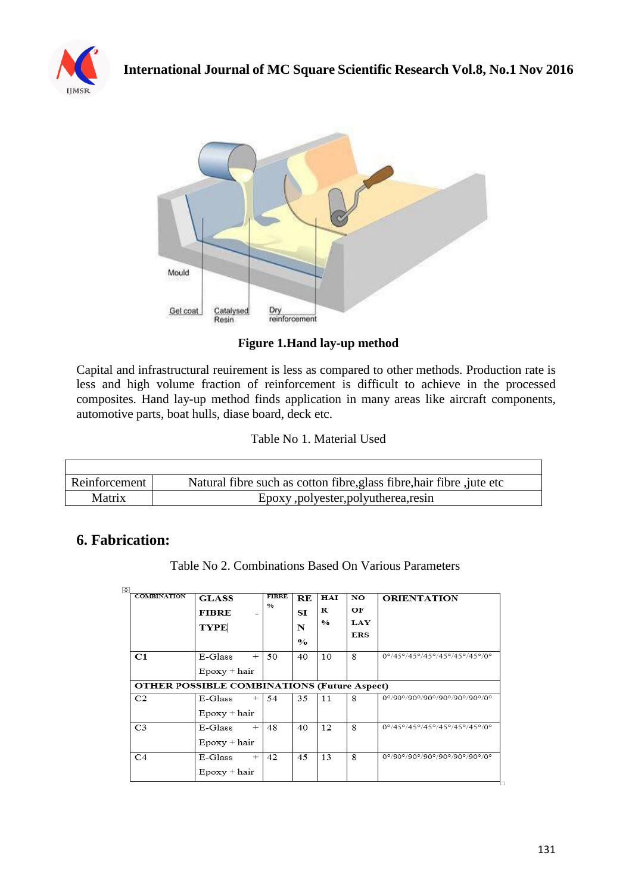Mould

Gel coat

Catalysed Resin

Dry reinforcement

**Figure 1.Hand lay-up method**

Capital and infrastructural reuirement is less as compared to other methods. Production rate is less and high volume fraction of reinforcement is difficult to achieve in the processed composites. Hand lay-up method finds application in many areas like aircraft components, automotive parts, boat hulls, diase board, deck etc.

Table No 1. Material Used

| | |
|---|---|
| Reinforcement | Natural fibre such as cotton fibre,glass fibre,hair fibre ,jute etc |
| Matrix | Epoxy ,polyester,polyutherea,resin |

## 6. Fabrication:

Table No 2. Combinations Based On Various Parameters

| COMBINATION | GLASS FIBRE - TYPE | FIBRE % | RESIN % | HAIR % | NO OF LAYERS | ORIENTATION |
|---|---|---|---|---|---|---|
| **C1** | E-Glass + Epoxy + hair | 50 | 40 | 10 | 8 | 0°/45°/45°/45°/45°/45°/45°/0° |
| **OTHER POSSIBLE COMBINATIONS (Future Aspect)** | | | | | | |
| C2 | E-Glass + Epoxy + hair | 54 | 35 | 11 | 8 | 0°/90°/90°/90°/90°/90°/90°/0° |
| C3 | E-Glass + Epoxy + hair | 48 | 40 | 12 | 8 | 0°/45°/45°/45°/45°/45°/45°/0° |
| C4 | E-Glass + Epoxy + hair | 42 | 45 | 13 | 8 | 0°/90°/90°/90°/90°/90°/90°/0° |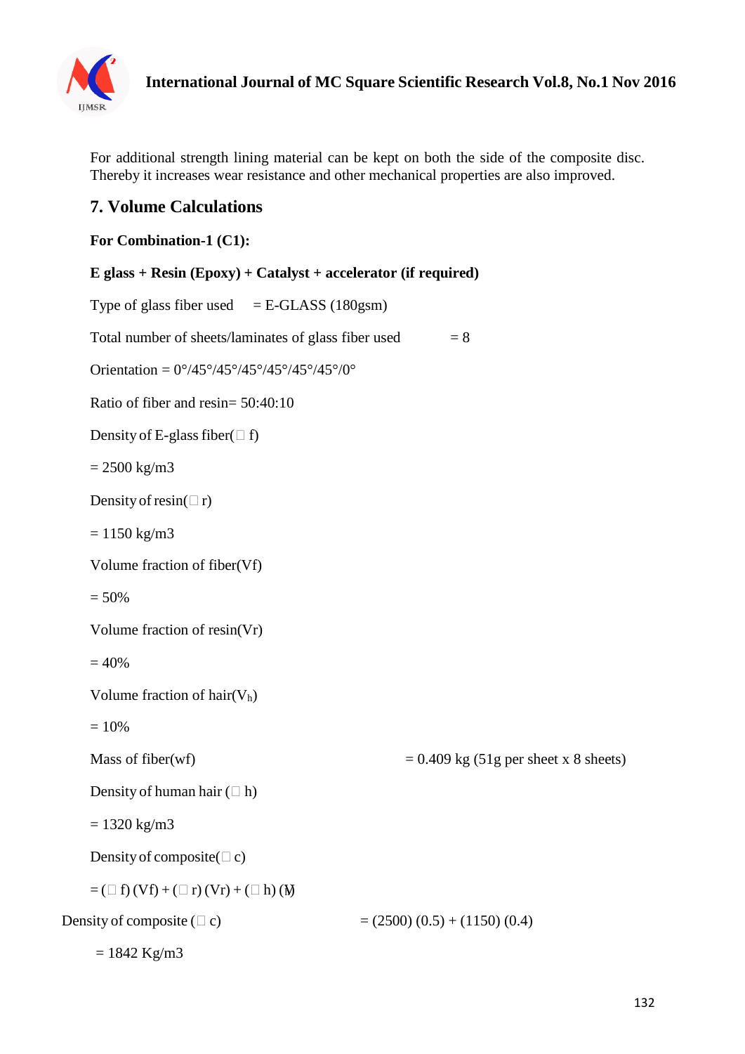For additional strength lining material can be kept on both the side of the composite disc. Thereby it increases wear resistance and other mechanical properties are also improved.

## 7. Volume Calculations

**For Combination-1 (C1):**

**E glass + Resin (Epoxy) + Catalyst + accelerator (if required)**

Type of glass fiber used = E-GLASS (180gsm)

Total number of sheets/laminates of glass fiber used = 8

Orientation = 0°/45°/45°/45°/45°/45°/0°

Ratio of fiber and resin= 50:40:10

Density of E-glass fiber($\rho$ f)

= 2500 kg/m3

Density of resin($\rho$ r)

= 1150 kg/m3

Volume fraction of fiber(Vf)

= 50%

Volume fraction of resin(Vr)

= 40%

Volume fraction of hair($V_h$)

= 10%

Mass of fiber(wf) = 0.409 kg (51g per sheet x 8 sheets)

Density of human hair ($\rho$ h)

= 1320 kg/m3

Density of composite($\rho$ c)

= ($\rho$ f) (Vf) + ($\rho$ r) (Vr) + ($\rho$ h) (V)

Density of composite ($\rho$ c) = (2500) (0.5) + (1150) (0.4)

= 1842 Kg/m3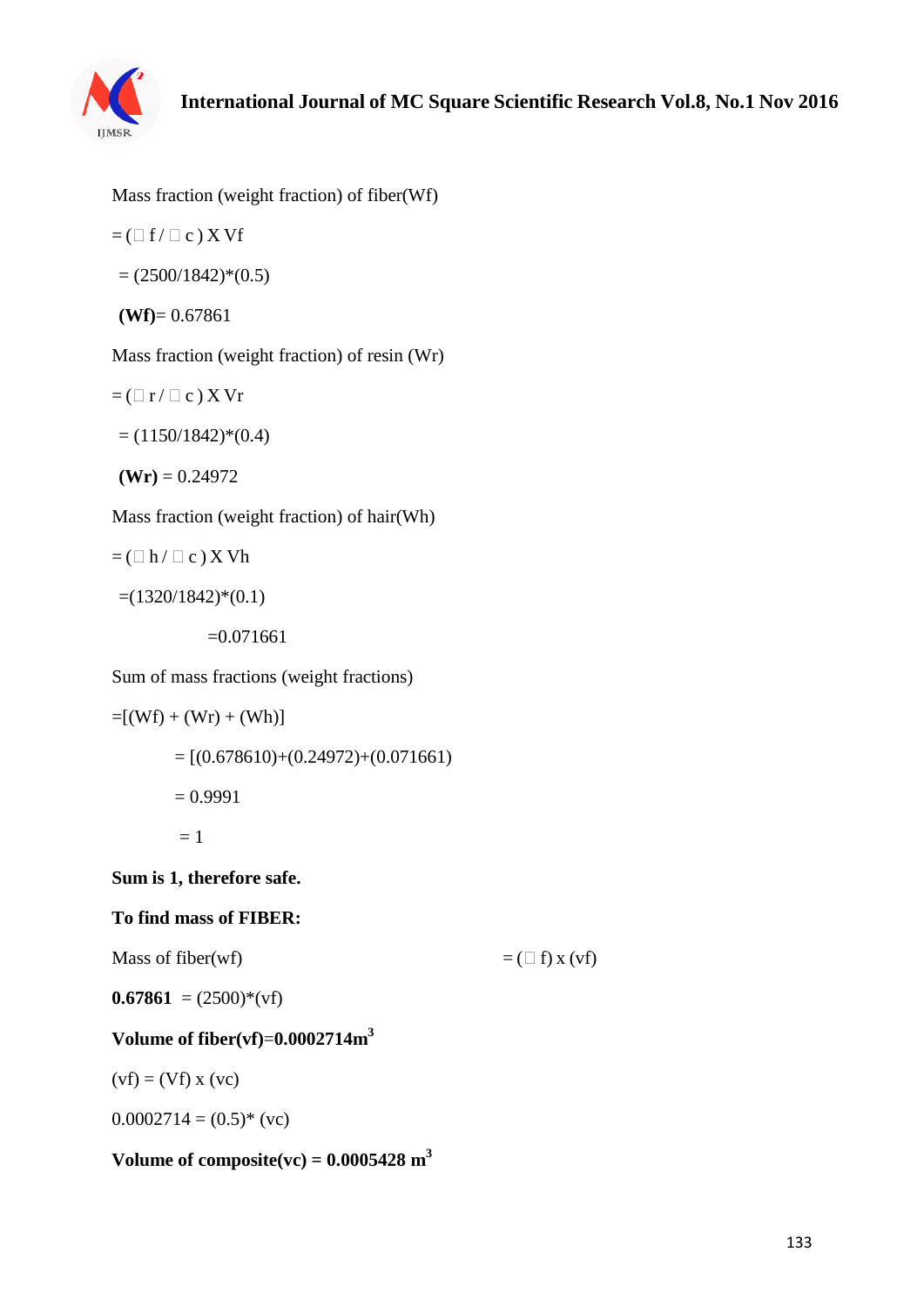Mass fraction (weight fraction) of fiber(Wf)

= (□ f / □ c ) X Vf

= (2500/1842)*(0.5)

**(Wf)**= 0.67861

Mass fraction (weight fraction) of resin (Wr)

= (□ r / □ c ) X Vr

= (1150/1842)*(0.4)

**(Wr)** = 0.24972

Mass fraction (weight fraction) of hair(Wh)

= (□ h / □ c ) X Vh

=(1320/1842)*(0.1)

=0.071661

Sum of mass fractions (weight fractions)

=[(Wf) + (Wr) + (Wh)]

= [(0.678610)+(0.24972)+(0.071661)

= 0.9991

= 1

**Sum is 1, therefore safe.**

**To find mass of FIBER:**

Mass of fiber(wf) = (□ f) x (vf)

**0.67861** = (2500)*(vf)

**Volume of fiber(vf)=0.0002714m$^3$**

(vf) = (Vf) x (vc)

0.0002714 = (0.5)* (vc)

**Volume of composite(vc) = 0.0005428 m$^3$**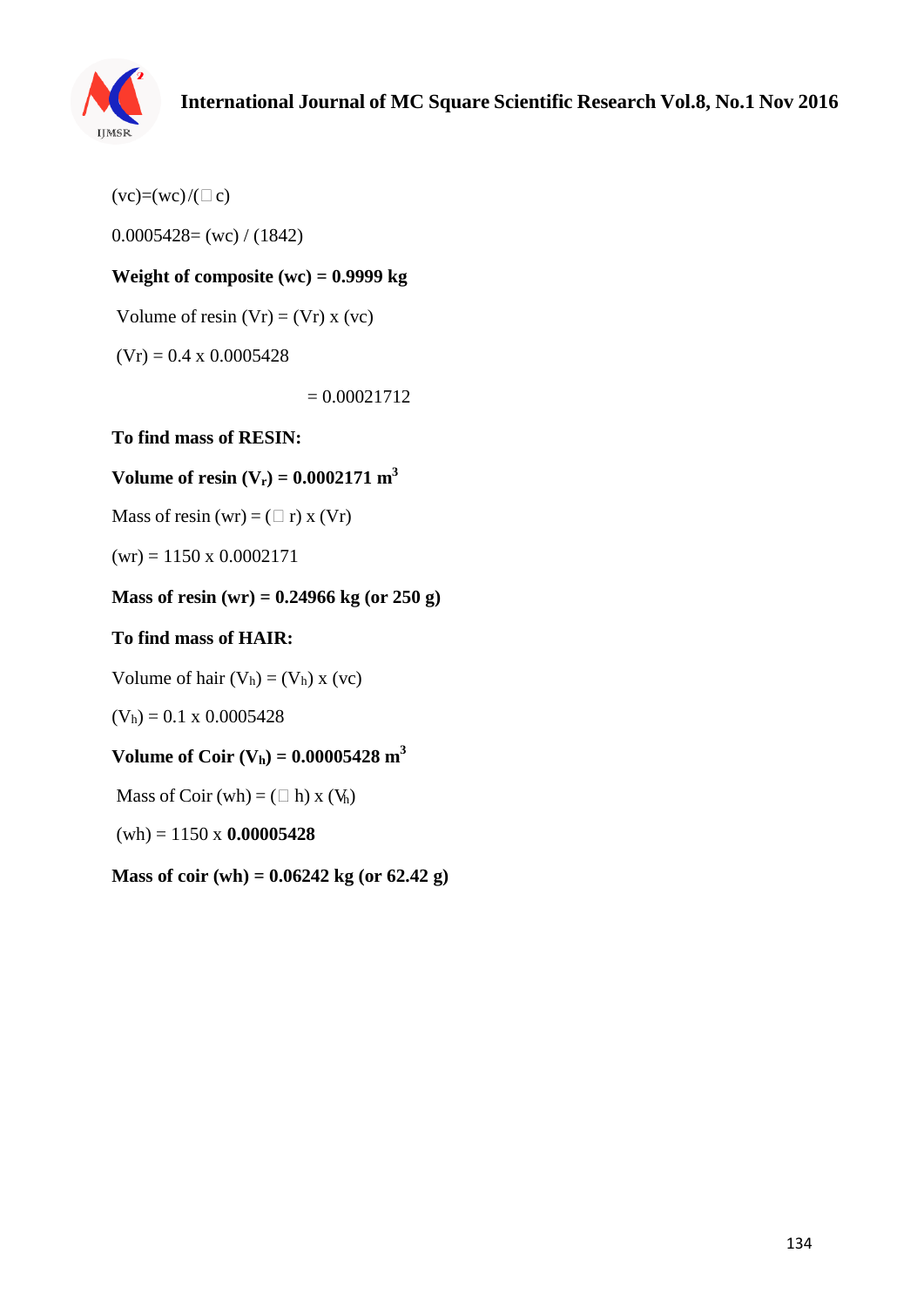$(vc)=(wc)/(\rho c)$

$0.0005428= (wc) / (1842)$

**Weight of composite (wc) = 0.9999 kg**

Volume of resin $(Vr) = (Vr) \times (vc)$

$(Vr) = 0.4 \times 0.0005428$

$= 0.00021712$

**To find mass of RESIN:**

**Volume of resin ($V_r$) = 0.0002171 $m^3$**

Mass of resin $(wr) = (\rho r) \times (Vr)$

$(wr) = 1150 \times 0.0002171$

**Mass of resin (wr) = 0.24966 kg (or 250 g)**

**To find mass of HAIR:**

Volume of hair $(V_h) = (V_h) \times (vc)$

$(V_h) = 0.1 \times 0.0005428$

**Volume of Coir ($V_h$) = 0.00005428 $m^3$**

Mass of Coir $(wh) = (\rho h) \times (V_h)$

$(wh) = 1150 \times$ **0.00005428**

**Mass of coir (wh) = 0.06242 kg (or 62.42 g)**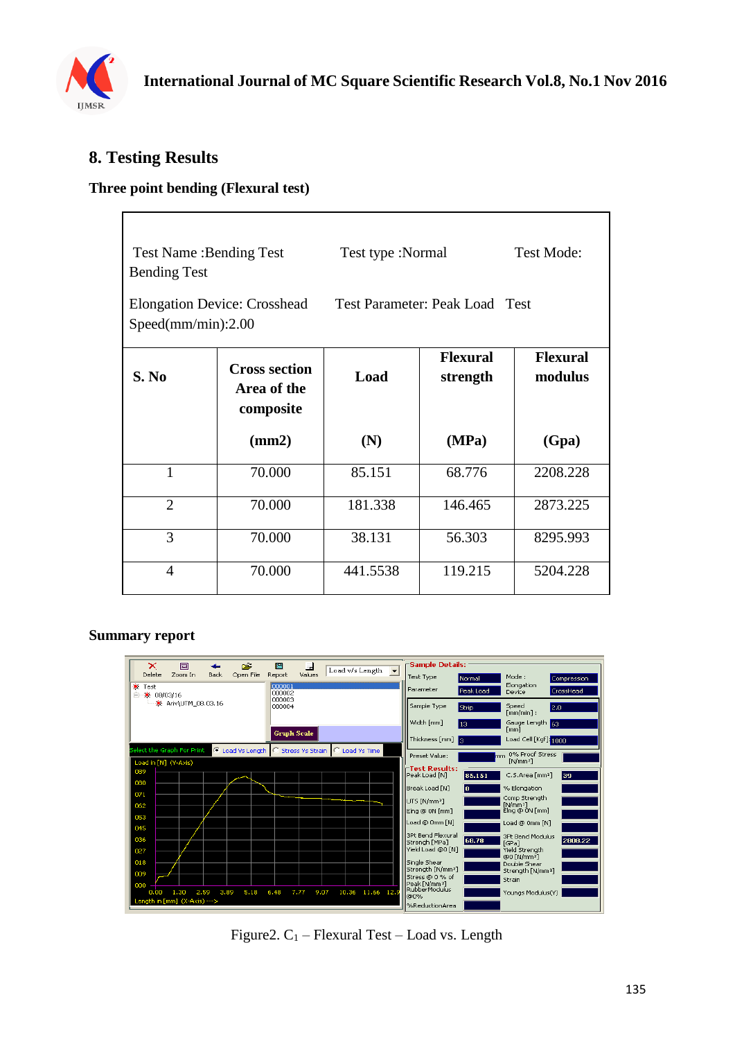## 8. Testing Results

### Three point bending (Flexural test)

| Test Name :Bending Test Bending Test<br>Elongation Device: Crosshead Speed(mm/min):2.00 | | Test type :Normal<br>Test Parameter: Peak Load | Test Mode:<br>Test | |
|---|---|---|---|---|
| **S. No** | **Cross section Area of the composite (mm2)** | **Load (N)** | **Flexural strength (MPa)** | **Flexural modulus (Gpa)** |
| 1 | 70.000 | 85.151 | 68.776 | 2208.228 |
| 2 | 70.000 | 181.338 | 146.465 | 2873.225 |
| 3 | 70.000 | 38.131 | 56.303 | 8295.993 |
| 4 | 70.000 | 441.5538 | 119.215 | 5204.228 |

### Summary report

Figure2. $C_1$ – Flexural Test – Load vs. Length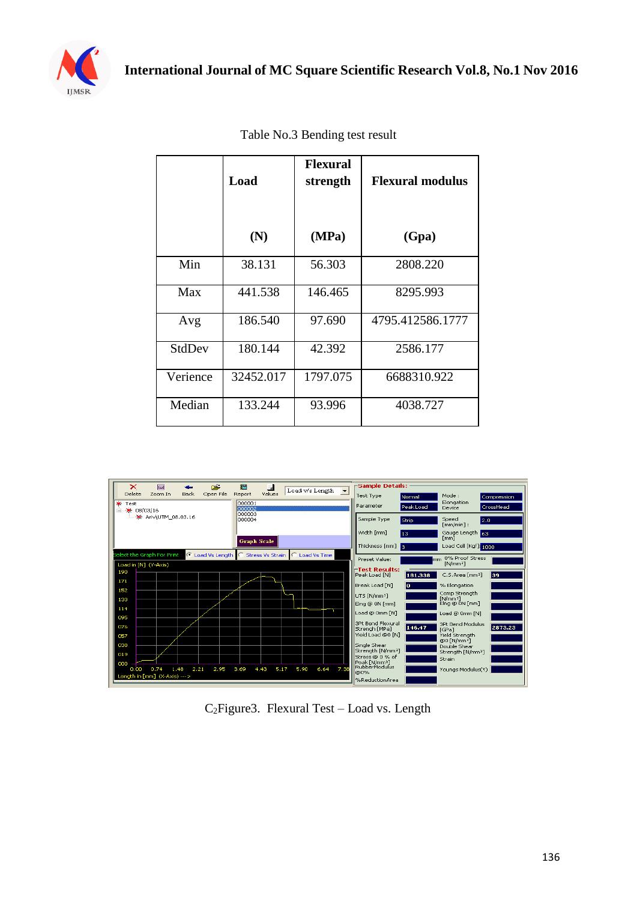Table No.3 Bending test result

| | Load (N) | Flexural strength (MPa) | Flexural modulus (Gpa) |
|---|---|---|---|
| Min | 38.131 | 56.303 | 2808.220 |
| Max | 441.538 | 146.465 | 8295.993 |
| Avg | 186.540 | 97.690 | 4795.412586.1777 |
| StdDev | 180.144 | 42.392 | 2586.177 |
| Verience | 32452.017 | 1797.075 | 6688310.922 |
| Median | 133.244 | 93.996 | 4038.727 |

$C_2$Figure3. Flexural Test – Load vs. Length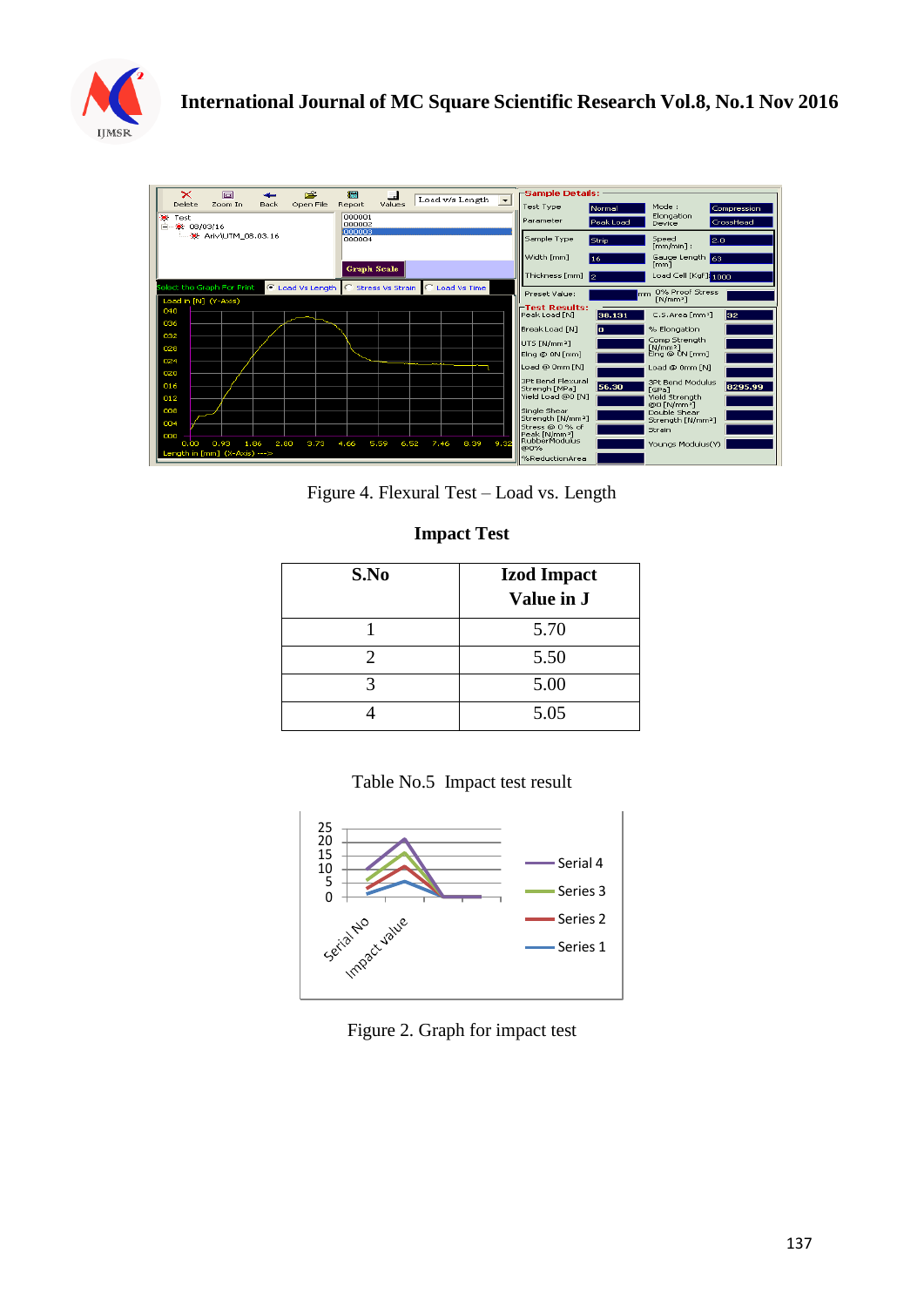Figure 4. Flexural Test – Load vs. Length

**Impact Test**

| S.No | Izod Impact Value in J |
|---|---|
| 1 | 5.70 |
| 2 | 5.50 |
| 3 | 5.00 |
| 4 | 5.05 |

Table No.5 Impact test result

Figure 2. Graph for impact test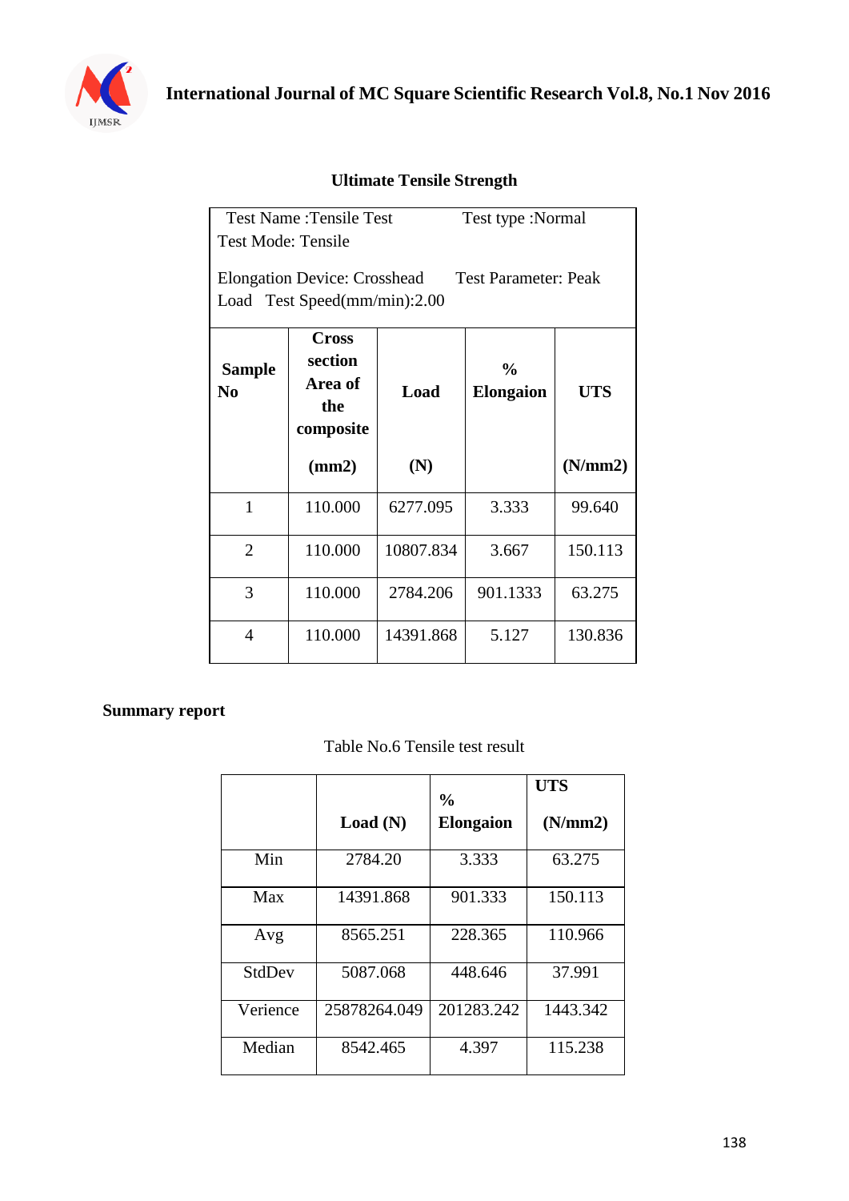## Ultimate Tensile Strength

| Test Name :Tensile Test Test Mode: Tensile Elongation Device: Crosshead Load | Test type :Normal Test Parameter: Peak Test Speed(mm/min):2.00 | | | |
|---|---|---|---|---|
| **Sample No** | **Cross section Area of the composite (mm2)** | **Load (N)** | **% Elongaion** | **UTS (N/mm2)** |
| 1 | 110.000 | 6277.095 | 3.333 | 99.640 |
| 2 | 110.000 | 10807.834 | 3.667 | 150.113 |
| 3 | 110.000 | 2784.206 | 901.1333 | 63.275 |
| 4 | 110.000 | 14391.868 | 5.127 | 130.836 |

**Summary report**

Table No.6 Tensile test result

| | **Load (N)** | **% Elongaion** | **UTS (N/mm2)** |
|---|---|---|---|
| Min | 2784.20 | 3.333 | 63.275 |
| Max | 14391.868 | 901.333 | 150.113 |
| Avg | 8565.251 | 228.365 | 110.966 |
| StdDev | 5087.068 | 448.646 | 37.991 |
| Verience | 25878264.049 | 201283.242 | 1443.342 |
| Median | 8542.465 | 4.397 | 115.238 |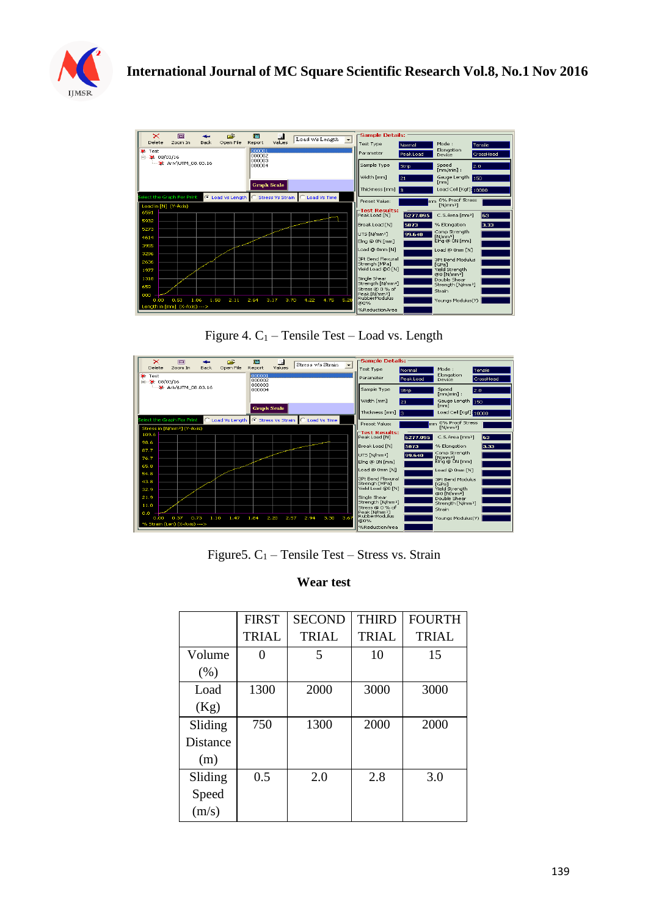Figure 4. $C_1$ – Tensile Test – Load vs. Length

Figure5. $C_1$ – Tensile Test – Stress vs. Strain

**Wear test**

| | FIRST TRIAL | SECOND TRIAL | THIRD TRIAL | FOURTH TRIAL |
|---|---|---|---|---|
| Volume (%) | 0 | 5 | 10 | 15 |
| Load (Kg) | 1300 | 2000 | 3000 | 3000 |
| Sliding Distance (m) | 750 | 1300 | 2000 | 2000 |
| Sliding Speed (m/s) | 0.5 | 2.0 | 2.8 | 3.0 |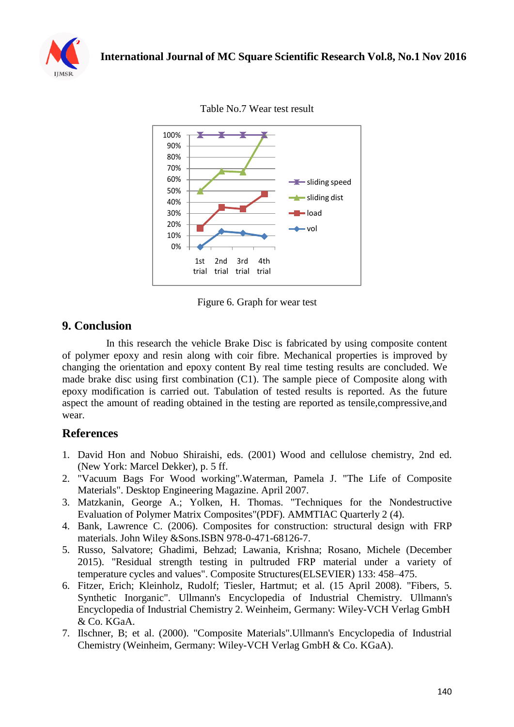Table No.7 Wear test result

100%
90%
80%
70%
60%
50%
40%
30%
20%
10%
0%

1st trial
2nd trial
3rd trial
4th trial

sliding speed
sliding dist
load
vol

Figure 6. Graph for wear test

## 9. Conclusion

In this research the vehicle Brake Disc is fabricated by using composite content of polymer epoxy and resin along with coir fibre. Mechanical properties is improved by changing the orientation and epoxy content By real time testing results are concluded. We made brake disc using first combination (C1). The sample piece of Composite along with epoxy modification is carried out. Tabulation of tested results is reported. As the future aspect the amount of reading obtained in the testing are reported as tensile,compressive,and wear.

## References

1. David Hon and Nobuo Shiraishi, eds. (2001) Wood and cellulose chemistry, 2nd ed. (New York: Marcel Dekker), p. 5 ff.
2. "Vacuum Bags For Wood working".Waterman, Pamela J. "The Life of Composite Materials". Desktop Engineering Magazine. April 2007.
3. Matzkanin, George A.; Yolken, H. Thomas. "Techniques for the Nondestructive Evaluation of Polymer Matrix Composites"(PDF). AMMTIAC Quarterly 2 (4).
4. Bank, Lawrence C. (2006). Composites for construction: structural design with FRP materials. John Wiley &Sons.ISBN 978-0-471-68126-7.
5. Russo, Salvatore; Ghadimi, Behzad; Lawania, Krishna; Rosano, Michele (December 2015). "Residual strength testing in pultruded FRP material under a variety of temperature cycles and values". Composite Structures(ELSEVIER) 133: 458–475.
6. Fitzer, Erich; Kleinholz, Rudolf; Tiesler, Hartmut; et al. (15 April 2008). "Fibers, 5. Synthetic Inorganic". Ullmann's Encyclopedia of Industrial Chemistry. Ullmann's Encyclopedia of Industrial Chemistry 2. Weinheim, Germany: Wiley-VCH Verlag GmbH & Co. KGaA.
7. Ilschner, B; et al. (2000). "Composite Materials".Ullmann's Encyclopedia of Industrial Chemistry (Weinheim, Germany: Wiley-VCH Verlag GmbH & Co. KGaA).